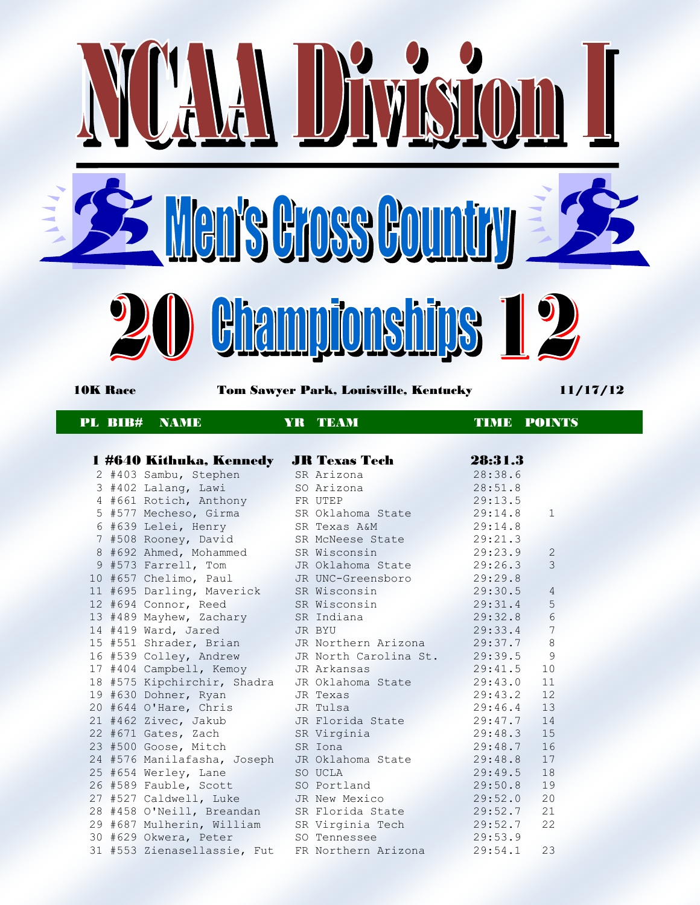# NCAA Division I

## Men's Cross Country

## 2012 Championships

**10K Race** — **Tom Sawyer Park, Louisville, Kentucky** — **11/17/12**

| PL | BIB# | NAME | YR | TEAM | TIME | POINTS |
|---|---|---|---|---|---|---|
| **1** | **#640** | **Kithuka, Kennedy** | **JR** | **Texas Tech** | **28:31.3** | |
| 2 | #403 | Sambu, Stephen | SR | Arizona | 28:38.6 | |
| 3 | #402 | Lalang, Lawi | SO | Arizona | 28:51.8 | |
| 4 | #661 | Rotich, Anthony | FR | UTEP | 29:13.5 | |
| 5 | #577 | Mecheso, Girma | SR | Oklahoma State | 29:14.8 | 1 |
| 6 | #639 | Lelei, Henry | SR | Texas A&M | 29:14.8 | |
| 7 | #508 | Rooney, David | SR | McNeese State | 29:21.3 | |
| 8 | #692 | Ahmed, Mohammed | SR | Wisconsin | 29:23.9 | 2 |
| 9 | #573 | Farrell, Tom | JR | Oklahoma State | 29:26.3 | 3 |
| 10 | #657 | Chelimo, Paul | JR | UNC-Greensboro | 29:29.8 | |
| 11 | #695 | Darling, Maverick | SR | Wisconsin | 29:30.5 | 4 |
| 12 | #694 | Connor, Reed | SR | Wisconsin | 29:31.4 | 5 |
| 13 | #489 | Mayhew, Zachary | SR | Indiana | 29:32.8 | 6 |
| 14 | #419 | Ward, Jared | JR | BYU | 29:33.4 | 7 |
| 15 | #551 | Shrader, Brian | JR | Northern Arizona | 29:37.7 | 8 |
| 16 | #539 | Colley, Andrew | JR | North Carolina St. | 29:39.5 | 9 |
| 17 | #404 | Campbell, Kemoy | JR | Arkansas | 29:41.5 | 10 |
| 18 | #575 | Kipchirchir, Shadra | JR | Oklahoma State | 29:43.0 | 11 |
| 19 | #630 | Dohner, Ryan | JR | Texas | 29:43.2 | 12 |
| 20 | #644 | O'Hare, Chris | JR | Tulsa | 29:46.4 | 13 |
| 21 | #462 | Zivec, Jakub | JR | Florida State | 29:47.7 | 14 |
| 22 | #671 | Gates, Zach | SR | Virginia | 29:48.3 | 15 |
| 23 | #500 | Goose, Mitch | SR | Iona | 29:48.7 | 16 |
| 24 | #576 | Manilafasha, Joseph | JR | Oklahoma State | 29:48.8 | 17 |
| 25 | #654 | Werley, Lane | SO | UCLA | 29:49.5 | 18 |
| 26 | #589 | Fauble, Scott | SO | Portland | 29:50.8 | 19 |
| 27 | #527 | Caldwell, Luke | JR | New Mexico | 29:52.0 | 20 |
| 28 | #458 | O'Neill, Breandan | SR | Florida State | 29:52.7 | 21 |
| 29 | #687 | Mulherin, William | SR | Virginia Tech | 29:52.7 | 22 |
| 30 | #629 | Okwera, Peter | SO | Tennessee | 29:53.9 | |
| 31 | #553 | Zienasellassie, Fut | FR | Northern Arizona | 29:54.1 | 23 |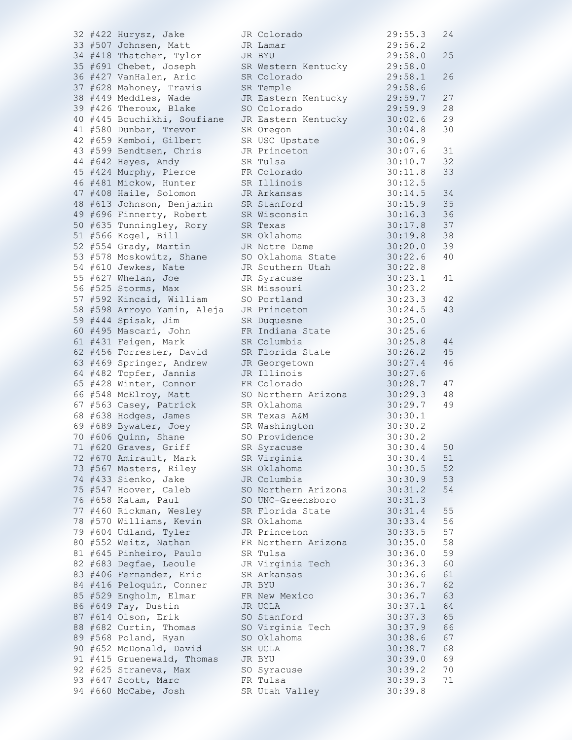```
32 #422 Hurysz, Jake         JR Colorado           29:55.3   24
33 #507 Johnsen, Matt        JR Lamar              29:56.2
34 #418 Thatcher, Tylor      JR BYU                29:58.0   25
35 #691 Chebet, Joseph       SR Western Kentucky   29:58.0
36 #427 VanHalen, Aric       SR Colorado           29:58.1   26
37 #628 Mahoney, Travis      SR Temple             29:58.6
38 #449 Meddles, Wade        JR Eastern Kentucky   29:59.7   27
39 #426 Theroux, Blake       SO Colorado           29:59.9   28
40 #445 Bouchikhi, Soufiane  JR Eastern Kentucky   30:02.6   29
41 #580 Dunbar, Trevor       SR Oregon             30:04.8   30
42 #659 Kemboi, Gilbert      SR USC Upstate        30:06.9
43 #599 Bendtsen, Chris      JR Princeton          30:07.6   31
44 #642 Heyes, Andy          SR Tulsa              30:10.7   32
45 #424 Murphy, Pierce       FR Colorado           30:11.8   33
46 #481 Mickow, Hunter       SR Illinois           30:12.5
47 #408 Haile, Solomon       JR Arkansas           30:14.5   34
48 #613 Johnson, Benjamin    SR Stanford           30:15.9   35
49 #696 Finnerty, Robert     SR Wisconsin          30:16.3   36
50 #635 Tunningley, Rory     SR Texas              30:17.8   37
51 #566 Kogel, Bill          SR Oklahoma           30:19.8   38
52 #554 Grady, Martin        JR Notre Dame         30:20.0   39
53 #578 Moskowitz, Shane     SO Oklahoma State     30:22.6   40
54 #610 Jewkes, Nate         JR Southern Utah      30:22.8
55 #627 Whelan, Joe          JR Syracuse           30:23.1   41
56 #525 Storms, Max          SR Missouri           30:23.2
57 #592 Kincaid, William     SO Portland           30:23.3   42
58 #598 Arroyo Yamin, Aleja  JR Princeton          30:24.5   43
59 #444 Spisak, Jim          SR Duquesne           30:25.0
60 #495 Mascari, John        FR Indiana State      30:25.6
61 #431 Feigen, Mark         SR Columbia           30:25.8   44
62 #456 Forrester, David     SR Florida State      30:26.2   45
63 #469 Springer, Andrew     JR Georgetown         30:27.4   46
64 #482 Topfer, Jannis       JR Illinois           30:27.6
65 #428 Winter, Connor       FR Colorado           30:28.7   47
66 #548 McElroy, Matt        SO Northern Arizona   30:29.3   48
67 #563 Casey, Patrick       SR Oklahoma           30:29.7   49
68 #638 Hodges, James        SR Texas A&M          30:30.1
69 #689 Bywater, Joey        SR Washington         30:30.2
70 #606 Quinn, Shane         SO Providence         30:30.2
71 #620 Graves, Griff        SR Syracuse           30:30.4   50
72 #670 Amirault, Mark       SR Virginia           30:30.4   51
73 #567 Masters, Riley       SR Oklahoma           30:30.5   52
74 #433 Sienko, Jake         JR Columbia           30:30.9   53
75 #547 Hoover, Caleb        SO Northern Arizona   30:31.2   54
76 #658 Katam, Paul          SO UNC-Greensboro     30:31.3
77 #460 Rickman, Wesley      SR Florida State      30:31.4   55
78 #570 Williams, Kevin      SR Oklahoma           30:33.4   56
79 #604 Udland, Tyler        JR Princeton          30:33.5   57
80 #552 Weitz, Nathan        FR Northern Arizona   30:35.0   58
81 #645 Pinheiro, Paulo      SR Tulsa              30:36.0   59
82 #683 Degfae, Leoule       JR Virginia Tech      30:36.3   60
83 #406 Fernandez, Eric      SR Arkansas           30:36.6   61
84 #416 Peloquin, Conner     JR BYU                30:36.7   62
85 #529 Engholm, Elmar       FR New Mexico         30:36.7   63
86 #649 Fay, Dustin          JR UCLA               30:37.1   64
87 #614 Olson, Erik          SO Stanford           30:37.3   65
88 #682 Curtin, Thomas       SO Virginia Tech      30:37.9   66
89 #568 Poland, Ryan         SO Oklahoma           30:38.6   67
90 #652 McDonald, David      SR UCLA               30:38.7   68
91 #415 Gruenewald, Thomas   JR BYU                30:39.0   69
92 #625 Straneva, Max        SO Syracuse           30:39.2   70
93 #647 Scott, Marc          FR Tulsa              30:39.3   71
94 #660 McCabe, Josh         SR Utah Valley        30:39.8
```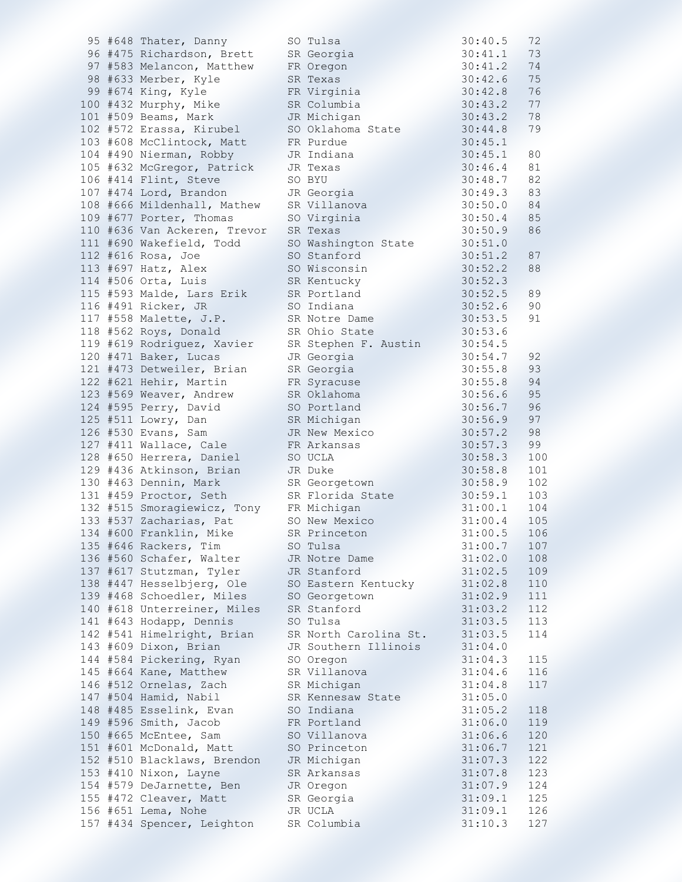```
 95 #648 Thater, Danny          SO Tulsa                 30:40.5   72
 96 #475 Richardson, Brett      SR Georgia               30:41.1   73
 97 #583 Melancon, Matthew      FR Oregon                30:41.2   74
 98 #633 Merber, Kyle           SR Texas                 30:42.6   75
 99 #674 King, Kyle             FR Virginia              30:42.8   76
100 #432 Murphy, Mike           SR Columbia              30:43.2   77
101 #509 Beams, Mark            JR Michigan              30:43.2   78
102 #572 Erassa, Kirubel        SO Oklahoma State        30:44.8   79
103 #608 McClintock, Matt       FR Purdue                30:45.1
104 #490 Nierman, Robby         JR Indiana               30:45.1   80
105 #632 McGregor, Patrick      JR Texas                 30:46.4   81
106 #414 Flint, Steve           SO BYU                   30:48.7   82
107 #474 Lord, Brandon          JR Georgia               30:49.3   83
108 #666 Mildenhall, Mathew     SR Villanova             30:50.0   84
109 #677 Porter, Thomas         SO Virginia              30:50.4   85
110 #636 Van Ackeren, Trevor    SR Texas                 30:50.9   86
111 #690 Wakefield, Todd        SO Washington State      30:51.0
112 #616 Rosa, Joe              SO Stanford              30:51.2   87
113 #697 Hatz, Alex             SO Wisconsin             30:52.2   88
114 #506 Orta, Luis             SR Kentucky              30:52.3
115 #593 Malde, Lars Erik       SR Portland              30:52.5   89
116 #491 Ricker, JR             SO Indiana               30:52.6   90
117 #558 Malette, J.P.          SR Notre Dame            30:53.5   91
118 #562 Roys, Donald           SR Ohio State            30:53.6
119 #619 Rodriguez, Xavier      SR Stephen F. Austin     30:54.5
120 #471 Baker, Lucas           JR Georgia               30:54.7   92
121 #473 Detweiler, Brian       SR Georgia               30:55.8   93
122 #621 Hehir, Martin          FR Syracuse              30:55.8   94
123 #569 Weaver, Andrew         SR Oklahoma              30:56.6   95
124 #595 Perry, David           SO Portland              30:56.7   96
125 #511 Lowry, Dan             SR Michigan              30:56.9   97
126 #530 Evans, Sam             JR New Mexico            30:57.2   98
127 #411 Wallace, Cale          FR Arkansas              30:57.3   99
128 #650 Herrera, Daniel        SO UCLA                  30:58.3   100
129 #436 Atkinson, Brian        JR Duke                  30:58.8   101
130 #463 Dennin, Mark           SR Georgetown            30:58.9   102
131 #459 Proctor, Seth          SR Florida State         30:59.1   103
132 #515 Smoragiewicz, Tony     FR Michigan              31:00.1   104
133 #537 Zacharias, Pat         SO New Mexico            31:00.4   105
134 #600 Franklin, Mike         SR Princeton             31:00.5   106
135 #646 Rackers, Tim           SO Tulsa                 31:00.7   107
136 #560 Schafer, Walter        JR Notre Dame            31:02.0   108
137 #617 Stutzman, Tyler        JR Stanford              31:02.5   109
138 #447 Hesselbjerg, Ole       SO Eastern Kentucky      31:02.8   110
139 #468 Schoedler, Miles       SO Georgetown            31:02.9   111
140 #618 Unterreiner, Miles     SR Stanford              31:03.2   112
141 #643 Hodapp, Dennis         SO Tulsa                 31:03.5   113
142 #541 Himelright, Brian      SR North Carolina St.    31:03.5   114
143 #609 Dixon, Brian           JR Southern Illinois     31:04.0
144 #584 Pickering, Ryan        SO Oregon                31:04.3   115
145 #664 Kane, Matthew          SR Villanova             31:04.6   116
146 #512 Ornelas, Zach          SR Michigan              31:04.8   117
147 #504 Hamid, Nabil           SR Kennesaw State        31:05.0
148 #485 Esselink, Evan         SO Indiana               31:05.2   118
149 #596 Smith, Jacob           FR Portland              31:06.0   119
150 #665 McEntee, Sam           SO Villanova             31:06.6   120
151 #601 McDonald, Matt         SO Princeton             31:06.7   121
152 #510 Blacklaws, Brendon     JR Michigan              31:07.3   122
153 #410 Nixon, Layne           SR Arkansas              31:07.8   123
154 #579 DeJarnette, Ben        JR Oregon                31:07.9   124
155 #472 Cleaver, Matt          SR Georgia               31:09.1   125
156 #651 Lema, Nohe             JR UCLA                  31:09.1   126
157 #434 Spencer, Leighton      SR Columbia              31:10.3   127
```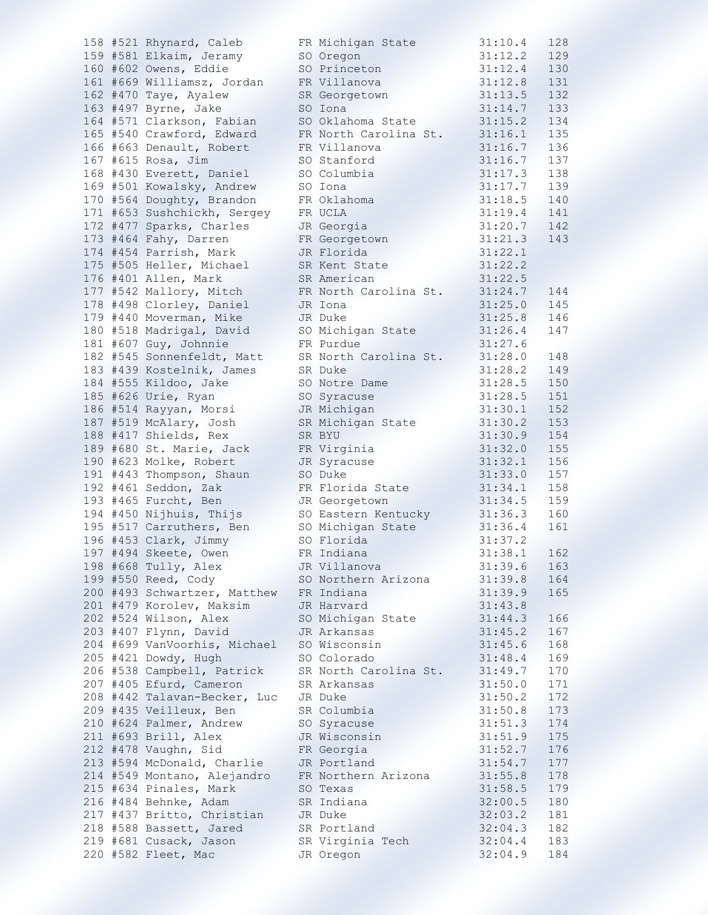| Place | Bib | Name | Yr | School | Time | Score |
|---|---|---|---|---|---|---|
| 158 | #521 | Rhynard, Caleb | FR | Michigan State | 31:10.4 | 128 |
| 159 | #581 | Elkaim, Jeramy | SO | Oregon | 31:12.2 | 129 |
| 160 | #602 | Owens, Eddie | SO | Princeton | 31:12.4 | 130 |
| 161 | #669 | Williamsz, Jordan | FR | Villanova | 31:12.8 | 131 |
| 162 | #470 | Taye, Ayalew | SR | Georgetown | 31:13.5 | 132 |
| 163 | #497 | Byrne, Jake | SO | Iona | 31:14.7 | 133 |
| 164 | #571 | Clarkson, Fabian | SO | Oklahoma State | 31:15.2 | 134 |
| 165 | #540 | Crawford, Edward | FR | North Carolina St. | 31:16.1 | 135 |
| 166 | #663 | Denault, Robert | FR | Villanova | 31:16.7 | 136 |
| 167 | #615 | Rosa, Jim | SO | Stanford | 31:16.7 | 137 |
| 168 | #430 | Everett, Daniel | SO | Columbia | 31:17.3 | 138 |
| 169 | #501 | Kowalsky, Andrew | SO | Iona | 31:17.7 | 139 |
| 170 | #564 | Doughty, Brandon | FR | Oklahoma | 31:18.5 | 140 |
| 171 | #653 | Sushchickh, Sergey | FR | UCLA | 31:19.4 | 141 |
| 172 | #477 | Sparks, Charles | JR | Georgia | 31:20.7 | 142 |
| 173 | #464 | Fahy, Darren | FR | Georgetown | 31:21.3 | 143 |
| 174 | #454 | Parrish, Mark | JR | Florida | 31:22.1 | |
| 175 | #505 | Heller, Michael | SR | Kent State | 31:22.2 | |
| 176 | #401 | Allen, Mark | SR | American | 31:22.5 | |
| 177 | #542 | Mallory, Mitch | FR | North Carolina St. | 31:24.7 | 144 |
| 178 | #498 | Clorley, Daniel | JR | Iona | 31:25.0 | 145 |
| 179 | #440 | Moverman, Mike | JR | Duke | 31:25.8 | 146 |
| 180 | #518 | Madrigal, David | SO | Michigan State | 31:26.4 | 147 |
| 181 | #607 | Guy, Johnnie | FR | Purdue | 31:27.6 | |
| 182 | #545 | Sonnenfeldt, Matt | SR | North Carolina St. | 31:28.0 | 148 |
| 183 | #439 | Kostelnik, James | SR | Duke | 31:28.2 | 149 |
| 184 | #555 | Kildoo, Jake | SO | Notre Dame | 31:28.5 | 150 |
| 185 | #626 | Urie, Ryan | SO | Syracuse | 31:28.5 | 151 |
| 186 | #514 | Rayyan, Morsi | JR | Michigan | 31:30.1 | 152 |
| 187 | #519 | McAlary, Josh | SR | Michigan State | 31:30.2 | 153 |
| 188 | #417 | Shields, Rex | SR | BYU | 31:30.9 | 154 |
| 189 | #680 | St. Marie, Jack | FR | Virginia | 31:32.0 | 155 |
| 190 | #623 | Molke, Robert | JR | Syracuse | 31:32.1 | 156 |
| 191 | #443 | Thompson, Shaun | SO | Duke | 31:33.0 | 157 |
| 192 | #461 | Seddon, Zak | FR | Florida State | 31:34.1 | 158 |
| 193 | #465 | Furcht, Ben | JR | Georgetown | 31:34.5 | 159 |
| 194 | #450 | Nijhuis, Thijs | SO | Eastern Kentucky | 31:36.3 | 160 |
| 195 | #517 | Carruthers, Ben | SO | Michigan State | 31:36.4 | 161 |
| 196 | #453 | Clark, Jimmy | SO | Florida | 31:37.2 | |
| 197 | #494 | Skeete, Owen | FR | Indiana | 31:38.1 | 162 |
| 198 | #668 | Tully, Alex | JR | Villanova | 31:39.6 | 163 |
| 199 | #550 | Reed, Cody | SO | Northern Arizona | 31:39.8 | 164 |
| 200 | #493 | Schwartzer, Matthew | FR | Indiana | 31:39.9 | 165 |
| 201 | #479 | Korolev, Maksim | JR | Harvard | 31:43.8 | |
| 202 | #524 | Wilson, Alex | SO | Michigan State | 31:44.3 | 166 |
| 203 | #407 | Flynn, David | JR | Arkansas | 31:45.2 | 167 |
| 204 | #699 | VanVoorhis, Michael | SO | Wisconsin | 31:45.6 | 168 |
| 205 | #421 | Dowdy, Hugh | SO | Colorado | 31:48.4 | 169 |
| 206 | #538 | Campbell, Patrick | SR | North Carolina St. | 31:49.7 | 170 |
| 207 | #405 | Efurd, Cameron | SR | Arkansas | 31:50.0 | 171 |
| 208 | #442 | Talavan-Becker, Luc | JR | Duke | 31:50.2 | 172 |
| 209 | #435 | Veilleux, Ben | SR | Columbia | 31:50.8 | 173 |
| 210 | #624 | Palmer, Andrew | SO | Syracuse | 31:51.3 | 174 |
| 211 | #693 | Brill, Alex | JR | Wisconsin | 31:51.9 | 175 |
| 212 | #478 | Vaughn, Sid | FR | Georgia | 31:52.7 | 176 |
| 213 | #594 | McDonald, Charlie | JR | Portland | 31:54.7 | 177 |
| 214 | #549 | Montano, Alejandro | FR | Northern Arizona | 31:55.8 | 178 |
| 215 | #634 | Pinales, Mark | SO | Texas | 31:58.5 | 179 |
| 216 | #484 | Behnke, Adam | SR | Indiana | 32:00.5 | 180 |
| 217 | #437 | Britto, Christian | JR | Duke | 32:03.2 | 181 |
| 218 | #588 | Bassett, Jared | SR | Portland | 32:04.3 | 182 |
| 219 | #681 | Cusack, Jason | SR | Virginia Tech | 32:04.4 | 183 |
| 220 | #582 | Fleet, Mac | JR | Oregon | 32:04.9 | 184 |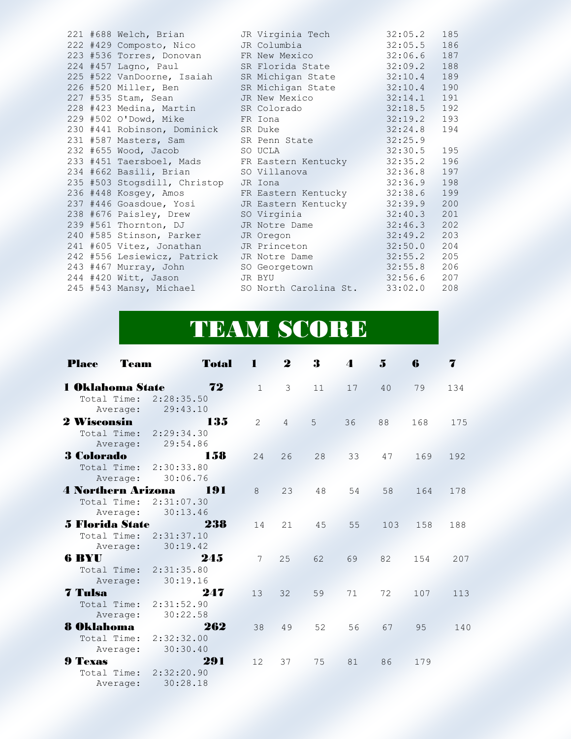| Place | Bib | Name | Year | Team | Time | Score |
|---|---|---|---|---|---|---|
| 221 | #688 | Welch, Brian | JR | Virginia Tech | 32:05.2 | 185 |
| 222 | #429 | Composto, Nico | JR | Columbia | 32:05.5 | 186 |
| 223 | #536 | Torres, Donovan | FR | New Mexico | 32:06.6 | 187 |
| 224 | #457 | Lagno, Paul | SR | Florida State | 32:09.2 | 188 |
| 225 | #522 | VanDoorne, Isaiah | SR | Michigan State | 32:10.4 | 189 |
| 226 | #520 | Miller, Ben | SR | Michigan State | 32:10.4 | 190 |
| 227 | #535 | Stam, Sean | JR | New Mexico | 32:14.1 | 191 |
| 228 | #423 | Medina, Martin | SR | Colorado | 32:18.5 | 192 |
| 229 | #502 | O'Dowd, Mike | FR | Iona | 32:19.2 | 193 |
| 230 | #441 | Robinson, Dominick | SR | Duke | 32:24.8 | 194 |
| 231 | #587 | Masters, Sam | SR | Penn State | 32:25.9 | |
| 232 | #655 | Wood, Jacob | SO | UCLA | 32:30.5 | 195 |
| 233 | #451 | Taersboel, Mads | FR | Eastern Kentucky | 32:35.2 | 196 |
| 234 | #662 | Basili, Brian | SO | Villanova | 32:36.8 | 197 |
| 235 | #503 | Stogsdill, Christop | JR | Iona | 32:36.9 | 198 |
| 236 | #448 | Kosgey, Amos | FR | Eastern Kentucky | 32:38.6 | 199 |
| 237 | #446 | Goasdoue, Yosi | JR | Eastern Kentucky | 32:39.9 | 200 |
| 238 | #676 | Paisley, Drew | SO | Virginia | 32:40.3 | 201 |
| 239 | #561 | Thornton, DJ | JR | Notre Dame | 32:46.3 | 202 |
| 240 | #585 | Stinson, Parker | JR | Oregon | 32:49.2 | 203 |
| 241 | #605 | Vitez, Jonathan | JR | Princeton | 32:50.0 | 204 |
| 242 | #556 | Lesiewicz, Patrick | JR | Notre Dame | 32:55.2 | 205 |
| 243 | #467 | Murray, John | SO | Georgetown | 32:55.8 | 206 |
| 244 | #420 | Witt, Jason | JR | BYU | 32:56.6 | 207 |
| 245 | #543 | Mansy, Michael | SO | North Carolina St. | 33:02.0 | 208 |

# TEAM SCORE

| Place | Team | Total | 1 | 2 | 3 | 4 | 5 | 6 | 7 |
|---|---|---|---|---|---|---|---|---|---|
| **1** | **Oklahoma State** | **72** | 1 | 3 | 11 | 17 | 40 | 79 | 134 |
| | Total Time: 2:28:35.50 | | | | | | | | |
| | Average: 29:43.10 | | | | | | | | |
| **2** | **Wisconsin** | **135** | 2 | 4 | 5 | 36 | 88 | 168 | 175 |
| | Total Time: 2:29:34.30 | | | | | | | | |
| | Average: 29:54.86 | | | | | | | | |
| **3** | **Colorado** | **158** | 24 | 26 | 28 | 33 | 47 | 169 | 192 |
| | Total Time: 2:30:33.80 | | | | | | | | |
| | Average: 30:06.76 | | | | | | | | |
| **4** | **Northern Arizona** | **191** | 8 | 23 | 48 | 54 | 58 | 164 | 178 |
| | Total Time: 2:31:07.30 | | | | | | | | |
| | Average: 30:13.46 | | | | | | | | |
| **5** | **Florida State** | **238** | 14 | 21 | 45 | 55 | 103 | 158 | 188 |
| | Total Time: 2:31:37.10 | | | | | | | | |
| | Average: 30:19.42 | | | | | | | | |
| **6** | **BYU** | **245** | 7 | 25 | 62 | 69 | 82 | 154 | 207 |
| | Total Time: 2:31:35.80 | | | | | | | | |
| | Average: 30:19.16 | | | | | | | | |
| **7** | **Tulsa** | **247** | 13 | 32 | 59 | 71 | 72 | 107 | 113 |
| | Total Time: 2:31:52.90 | | | | | | | | |
| | Average: 30:22.58 | | | | | | | | |
| **8** | **Oklahoma** | **262** | 38 | 49 | 52 | 56 | 67 | 95 | 140 |
| | Total Time: 2:32:32.00 | | | | | | | | |
| | Average: 30:30.40 | | | | | | | | |
| **9** | **Texas** | **291** | 12 | 37 | 75 | 81 | 86 | 179 | |
| | Total Time: 2:32:20.90 | | | | | | | | |
| | Average: 30:28.18 | | | | | | | | |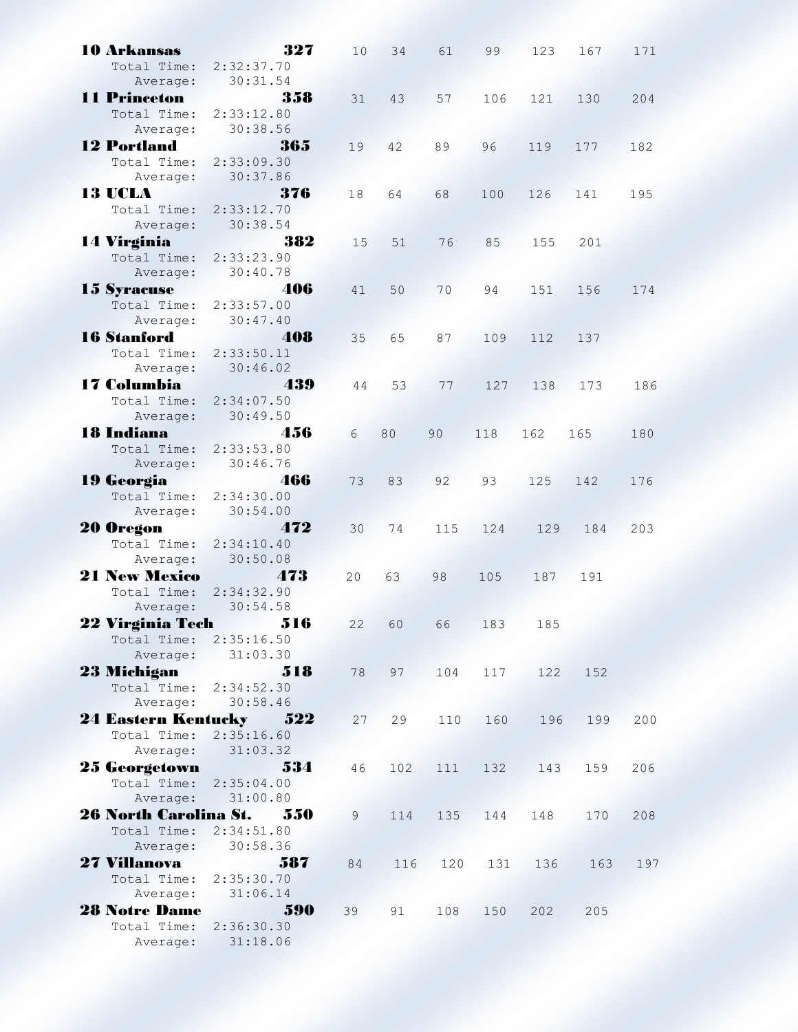| Place | Team | Points | Total Time | Average | 1 | 2 | 3 | 4 | 5 | 6 | 7 |
|---|---|---|---|---|---|---|---|---|---|---|---|
| 10 | Arkansas | 327 | 2:32:37.70 | 30:31.54 | 10 | 34 | 61 | 99 | 123 | 167 | 171 |
| 11 | Princeton | 358 | 2:33:12.80 | 30:38.56 | 31 | 43 | 57 | 106 | 121 | 130 | 204 |
| 12 | Portland | 365 | 2:33:09.30 | 30:37.86 | 19 | 42 | 89 | 96 | 119 | 177 | 182 |
| 13 | UCLA | 376 | 2:33:12.70 | 30:38.54 | 18 | 64 | 68 | 100 | 126 | 141 | 195 |
| 14 | Virginia | 382 | 2:33:23.90 | 30:40.78 | 15 | 51 | 76 | 85 | 155 | 201 | |
| 15 | Syracuse | 406 | 2:33:57.00 | 30:47.40 | 41 | 50 | 70 | 94 | 151 | 156 | 174 |
| 16 | Stanford | 408 | 2:33:50.11 | 30:46.02 | 35 | 65 | 87 | 109 | 112 | 137 | |
| 17 | Columbia | 439 | 2:34:07.50 | 30:49.50 | 44 | 53 | 77 | 127 | 138 | 173 | 186 |
| 18 | Indiana | 456 | 2:33:53.80 | 30:46.76 | 6 | 80 | 90 | 118 | 162 | 165 | 180 |
| 19 | Georgia | 466 | 2:34:30.00 | 30:54.00 | 73 | 83 | 92 | 93 | 125 | 142 | 176 |
| 20 | Oregon | 472 | 2:34:10.40 | 30:50.08 | 30 | 74 | 115 | 124 | 129 | 184 | 203 |
| 21 | New Mexico | 473 | 2:34:32.90 | 30:54.58 | 20 | 63 | 98 | 105 | 187 | 191 | |
| 22 | Virginia Tech | 516 | 2:35:16.50 | 31:03.30 | 22 | 60 | 66 | 183 | 185 | | |
| 23 | Michigan | 518 | 2:34:52.30 | 30:58.46 | 78 | 97 | 104 | 117 | 122 | 152 | |
| 24 | Eastern Kentucky | 522 | 2:35:16.60 | 31:03.32 | 27 | 29 | 110 | 160 | 196 | 199 | 200 |
| 25 | Georgetown | 534 | 2:35:04.00 | 31:00.80 | 46 | 102 | 111 | 132 | 143 | 159 | 206 |
| 26 | North Carolina St. | 550 | 2:34:51.80 | 30:58.36 | 9 | 114 | 135 | 144 | 148 | 170 | 208 |
| 27 | Villanova | 587 | 2:35:30.70 | 31:06.14 | 84 | 116 | 120 | 131 | 136 | 163 | 197 |
| 28 | Notre Dame | 590 | 2:36:30.30 | 31:18.06 | 39 | 91 | 108 | 150 | 202 | 205 | |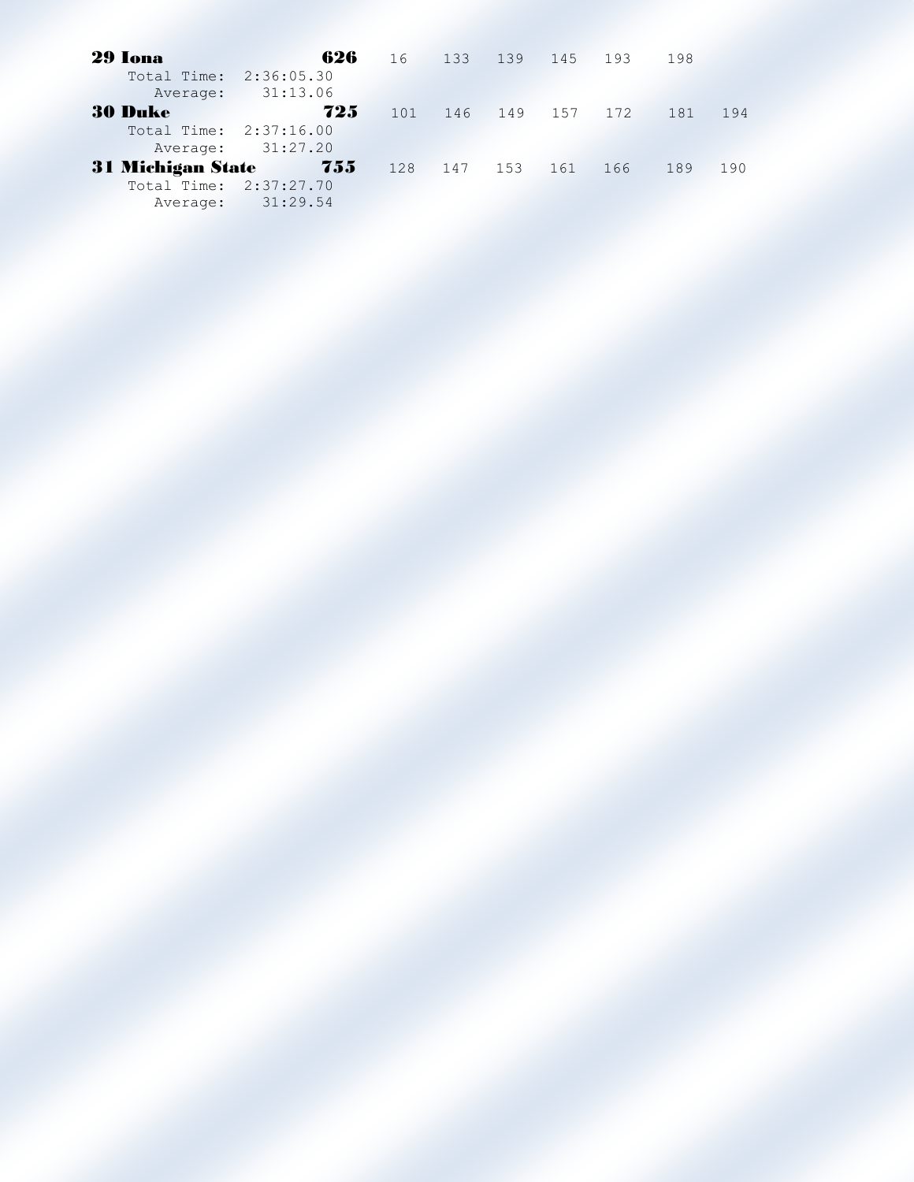**29 Iona** **626** 16 133 139 145 193 198

Total Time: 2:36:05.30

Average: 31:13.06

**30 Duke** **725** 101 146 149 157 172 181 194

Total Time: 2:37:16.00

Average: 31:27.20

**31 Michigan State** **755** 128 147 153 161 166 189 190

Total Time: 2:37:27.70

Average: 31:29.54